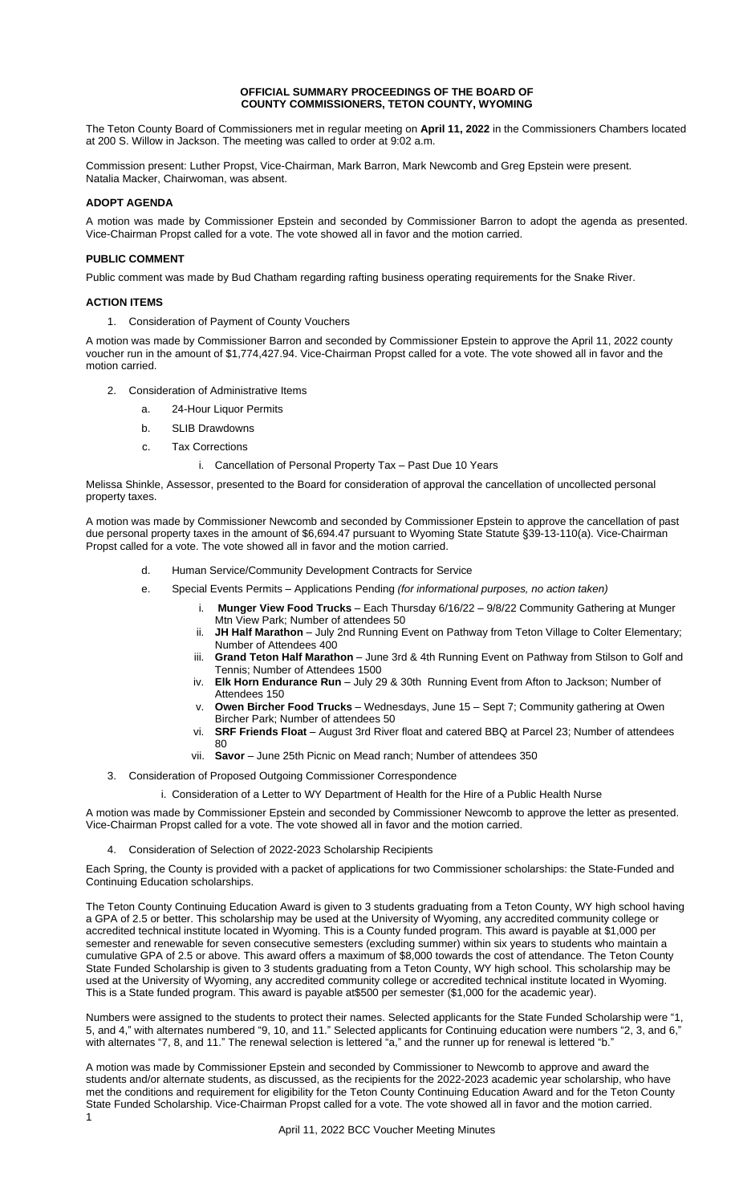# OFFICIAL SUMMARY PROCEEDINGS OF THE BOARD OF COUNTY COMMISSIONERS, TETON COUNTY, WYOMING

The Teton County Board of Commissioners met in regular meeting on **April 11, 2022** in the Commissioners Chambers located at 200 S. Willow in Jackson. The meeting was called to order at 9:02 a.m.

Commission present: Luther Propst, Vice-Chairman, Mark Barron, Mark Newcomb and Greg Epstein were present. Natalia Macker, Chairwoman, was absent.

## ADOPT AGENDA

A motion was made by Commissioner Epstein and seconded by Commissioner Barron to adopt the agenda as presented. Vice-Chairman Propst called for a vote. The vote showed all in favor and the motion carried.

## PUBLIC COMMENT

Public comment was made by Bud Chatham regarding rafting business operating requirements for the Snake River.

## ACTION ITEMS

1. Consideration of Payment of County Vouchers

A motion was made by Commissioner Barron and seconded by Commissioner Epstein to approve the April 11, 2022 county voucher run in the amount of $1,774,427.94. Vice-Chairman Propst called for a vote. The vote showed all in favor and the motion carried.

2. Consideration of Administrative Items
   a. 24-Hour Liquor Permits
   b. SLIB Drawdowns
   c. Tax Corrections
      i. Cancellation of Personal Property Tax – Past Due 10 Years

Melissa Shinkle, Assessor, presented to the Board for consideration of approval the cancellation of uncollected personal property taxes.

A motion was made by Commissioner Newcomb and seconded by Commissioner Epstein to approve the cancellation of past due personal property taxes in the amount of $6,694.47 pursuant to Wyoming State Statute §39-13-110(a). Vice-Chairman Propst called for a vote. The vote showed all in favor and the motion carried.

   d. Human Service/Community Development Contracts for Service
   e. Special Events Permits – Applications Pending *(for informational purposes, no action taken)*
      i. **Munger View Food Trucks** – Each Thursday 6/16/22 – 9/8/22 Community Gathering at Munger Mtn View Park; Number of attendees 50
      ii. **JH Half Marathon** – July 2nd Running Event on Pathway from Teton Village to Colter Elementary; Number of Attendees 400
      iii. **Grand Teton Half Marathon** – June 3rd & 4th Running Event on Pathway from Stilson to Golf and Tennis; Number of Attendees 1500
      iv. **Elk Horn Endurance Run** – July 29 & 30th Running Event from Afton to Jackson; Number of Attendees 150
      v. **Owen Bircher Food Trucks** – Wednesdays, June 15 – Sept 7; Community gathering at Owen Bircher Park; Number of attendees 50
      vi. **SRF Friends Float** – August 3rd River float and catered BBQ at Parcel 23; Number of attendees 80
      vii. **Savor** – June 25th Picnic on Mead ranch; Number of attendees 350

3. Consideration of Proposed Outgoing Commissioner Correspondence
   i. Consideration of a Letter to WY Department of Health for the Hire of a Public Health Nurse

A motion was made by Commissioner Epstein and seconded by Commissioner Newcomb to approve the letter as presented. Vice-Chairman Propst called for a vote. The vote showed all in favor and the motion carried.

4. Consideration of Selection of 2022-2023 Scholarship Recipients

Each Spring, the County is provided with a packet of applications for two Commissioner scholarships: the State-Funded and Continuing Education scholarships.

The Teton County Continuing Education Award is given to 3 students graduating from a Teton County, WY high school having a GPA of 2.5 or better. This scholarship may be used at the University of Wyoming, any accredited community college or accredited technical institute located in Wyoming. This is a County funded program. This award is payable at $1,000 per semester and renewable for seven consecutive semesters (excluding summer) within six years to students who maintain a cumulative GPA of 2.5 or above. This award offers a maximum of $8,000 towards the cost of attendance. The Teton County State Funded Scholarship is given to 3 students graduating from a Teton County, WY high school. This scholarship may be used at the University of Wyoming, any accredited community college or accredited technical institute located in Wyoming. This is a State funded program. This award is payable at$500 per semester ($1,000 for the academic year).

Numbers were assigned to the students to protect their names. Selected applicants for the State Funded Scholarship were "1, 5, and 4," with alternates numbered "9, 10, and 11." Selected applicants for Continuing education were numbers "2, 3, and 6," with alternates "7, 8, and 11." The renewal selection is lettered "a," and the runner up for renewal is lettered "b."

A motion was made by Commissioner Epstein and seconded by Commissioner to Newcomb to approve and award the students and/or alternate students, as discussed, as the recipients for the 2022-2023 academic year scholarship, who have met the conditions and requirement for eligibility for the Teton County Continuing Education Award and for the Teton County State Funded Scholarship. Vice-Chairman Propst called for a vote. The vote showed all in favor and the motion carried.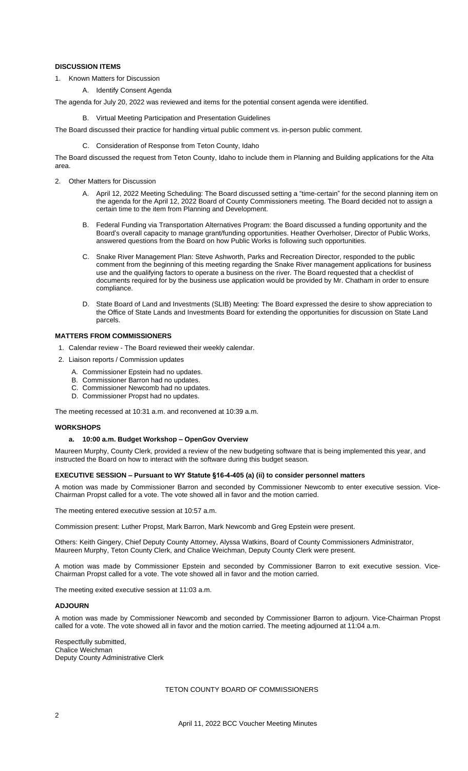### DISCUSSION ITEMS

1. Known Matters for Discussion

   A. Identify Consent Agenda

The agenda for July 20, 2022 was reviewed and items for the potential consent agenda were identified.

   B. Virtual Meeting Participation and Presentation Guidelines

The Board discussed their practice for handling virtual public comment vs. in-person public comment.

   C. Consideration of Response from Teton County, Idaho

The Board discussed the request from Teton County, Idaho to include them in Planning and Building applications for the Alta area.

2. Other Matters for Discussion

   A. April 12, 2022 Meeting Scheduling: The Board discussed setting a "time-certain" for the second planning item on the agenda for the April 12, 2022 Board of County Commissioners meeting. The Board decided not to assign a certain time to the item from Planning and Development.

   B. Federal Funding via Transportation Alternatives Program: the Board discussed a funding opportunity and the Board's overall capacity to manage grant/funding opportunities. Heather Overholser, Director of Public Works, answered questions from the Board on how Public Works is following such opportunities.

   C. Snake River Management Plan: Steve Ashworth, Parks and Recreation Director, responded to the public comment from the beginning of this meeting regarding the Snake River management applications for business use and the qualifying factors to operate a business on the river. The Board requested that a checklist of documents required for by the business use application would be provided by Mr. Chatham in order to ensure compliance.

   D. State Board of Land and Investments (SLIB) Meeting: The Board expressed the desire to show appreciation to the Office of State Lands and Investments Board for extending the opportunities for discussion on State Land parcels.

### MATTERS FROM COMMISSIONERS

1. Calendar review - The Board reviewed their weekly calendar.
2. Liaison reports / Commission updates

   A. Commissioner Epstein had no updates.
   B. Commissioner Barron had no updates.
   C. Commissioner Newcomb had no updates.
   D. Commissioner Propst had no updates.

The meeting recessed at 10:31 a.m. and reconvened at 10:39 a.m.

### WORKSHOPS

#### a. 10:00 a.m. Budget Workshop – OpenGov Overview

Maureen Murphy, County Clerk, provided a review of the new budgeting software that is being implemented this year, and instructed the Board on how to interact with the software during this budget season.

### EXECUTIVE SESSION – Pursuant to WY Statute §16-4-405 (a) (ii) to consider personnel matters

A motion was made by Commissioner Barron and seconded by Commissioner Newcomb to enter executive session. Vice-Chairman Propst called for a vote. The vote showed all in favor and the motion carried.

The meeting entered executive session at 10:57 a.m.

Commission present: Luther Propst, Mark Barron, Mark Newcomb and Greg Epstein were present.

Others: Keith Gingery, Chief Deputy County Attorney, Alyssa Watkins, Board of County Commissioners Administrator, Maureen Murphy, Teton County Clerk, and Chalice Weichman, Deputy County Clerk were present.

A motion was made by Commissioner Epstein and seconded by Commissioner Barron to exit executive session. Vice-Chairman Propst called for a vote. The vote showed all in favor and the motion carried.

The meeting exited executive session at 11:03 a.m.

### ADJOURN

A motion was made by Commissioner Newcomb and seconded by Commissioner Barron to adjourn. Vice-Chairman Propst called for a vote. The vote showed all in favor and the motion carried. The meeting adjourned at 11:04 a.m.

Respectfully submitted,
Chalice Weichman
Deputy County Administrative Clerk

TETON COUNTY BOARD OF COMMISSIONERS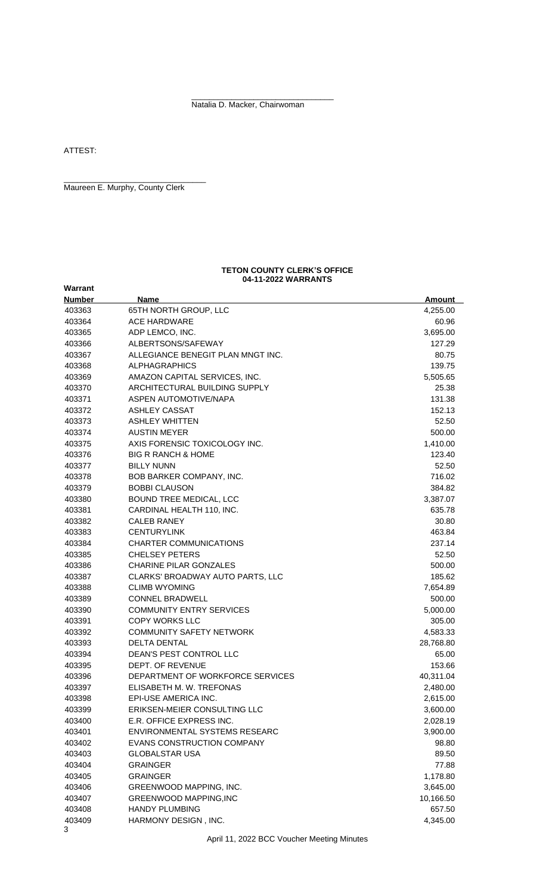\_\_\_\_\_\_\_\_\_\_\_\_\_\_\_\_\_\_\_\_\_\_\_\_\_\_\_\_\_\_\_\_

Natalia D. Macker, Chairwoman

ATTEST:

\_\_\_\_\_\_\_\_\_\_\_\_\_\_\_\_\_\_\_\_\_\_\_\_\_\_\_\_\_\_\_\_

Maureen E. Murphy, County Clerk

**TETON COUNTY CLERK'S OFFICE**
**04-11-2022 WARRANTS**

| Warrant Number | Name | Amount |
|---|---|---|
| 403363 | 65TH NORTH GROUP, LLC | 4,255.00 |
| 403364 | ACE HARDWARE | 60.96 |
| 403365 | ADP LEMCO, INC. | 3,695.00 |
| 403366 | ALBERTSONS/SAFEWAY | 127.29 |
| 403367 | ALLEGIANCE BENEGIT PLAN MNGT INC. | 80.75 |
| 403368 | ALPHAGRAPHICS | 139.75 |
| 403369 | AMAZON CAPITAL SERVICES, INC. | 5,505.65 |
| 403370 | ARCHITECTURAL BUILDING SUPPLY | 25.38 |
| 403371 | ASPEN AUTOMOTIVE/NAPA | 131.38 |
| 403372 | ASHLEY CASSAT | 152.13 |
| 403373 | ASHLEY WHITTEN | 52.50 |
| 403374 | AUSTIN MEYER | 500.00 |
| 403375 | AXIS FORENSIC TOXICOLOGY INC. | 1,410.00 |
| 403376 | BIG R RANCH & HOME | 123.40 |
| 403377 | BILLY NUNN | 52.50 |
| 403378 | BOB BARKER COMPANY, INC. | 716.02 |
| 403379 | BOBBI CLAUSON | 384.82 |
| 403380 | BOUND TREE MEDICAL, LCC | 3,387.07 |
| 403381 | CARDINAL HEALTH 110, INC. | 635.78 |
| 403382 | CALEB RANEY | 30.80 |
| 403383 | CENTURYLINK | 463.84 |
| 403384 | CHARTER COMMUNICATIONS | 237.14 |
| 403385 | CHELSEY PETERS | 52.50 |
| 403386 | CHARINE PILAR GONZALES | 500.00 |
| 403387 | CLARKS' BROADWAY AUTO PARTS, LLC | 185.62 |
| 403388 | CLIMB WYOMING | 7,654.89 |
| 403389 | CONNEL BRADWELL | 500.00 |
| 403390 | COMMUNITY ENTRY SERVICES | 5,000.00 |
| 403391 | COPY WORKS LLC | 305.00 |
| 403392 | COMMUNITY SAFETY NETWORK | 4,583.33 |
| 403393 | DELTA DENTAL | 28,768.80 |
| 403394 | DEAN'S PEST CONTROL LLC | 65.00 |
| 403395 | DEPT. OF REVENUE | 153.66 |
| 403396 | DEPARTMENT OF WORKFORCE SERVICES | 40,311.04 |
| 403397 | ELISABETH M. W. TREFONAS | 2,480.00 |
| 403398 | EPI-USE AMERICA INC. | 2,615.00 |
| 403399 | ERIKSEN-MEIER CONSULTING LLC | 3,600.00 |
| 403400 | E.R. OFFICE EXPRESS INC. | 2,028.19 |
| 403401 | ENVIRONMENTAL SYSTEMS RESEARC | 3,900.00 |
| 403402 | EVANS CONSTRUCTION COMPANY | 98.80 |
| 403403 | GLOBALSTAR USA | 89.50 |
| 403404 | GRAINGER | 77.88 |
| 403405 | GRAINGER | 1,178.80 |
| 403406 | GREENWOOD MAPPING, INC. | 3,645.00 |
| 403407 | GREENWOOD MAPPING,INC | 10,166.50 |
| 403408 | HANDY PLUMBING | 657.50 |
| 403409 | HARMONY DESIGN , INC. | 4,345.00 |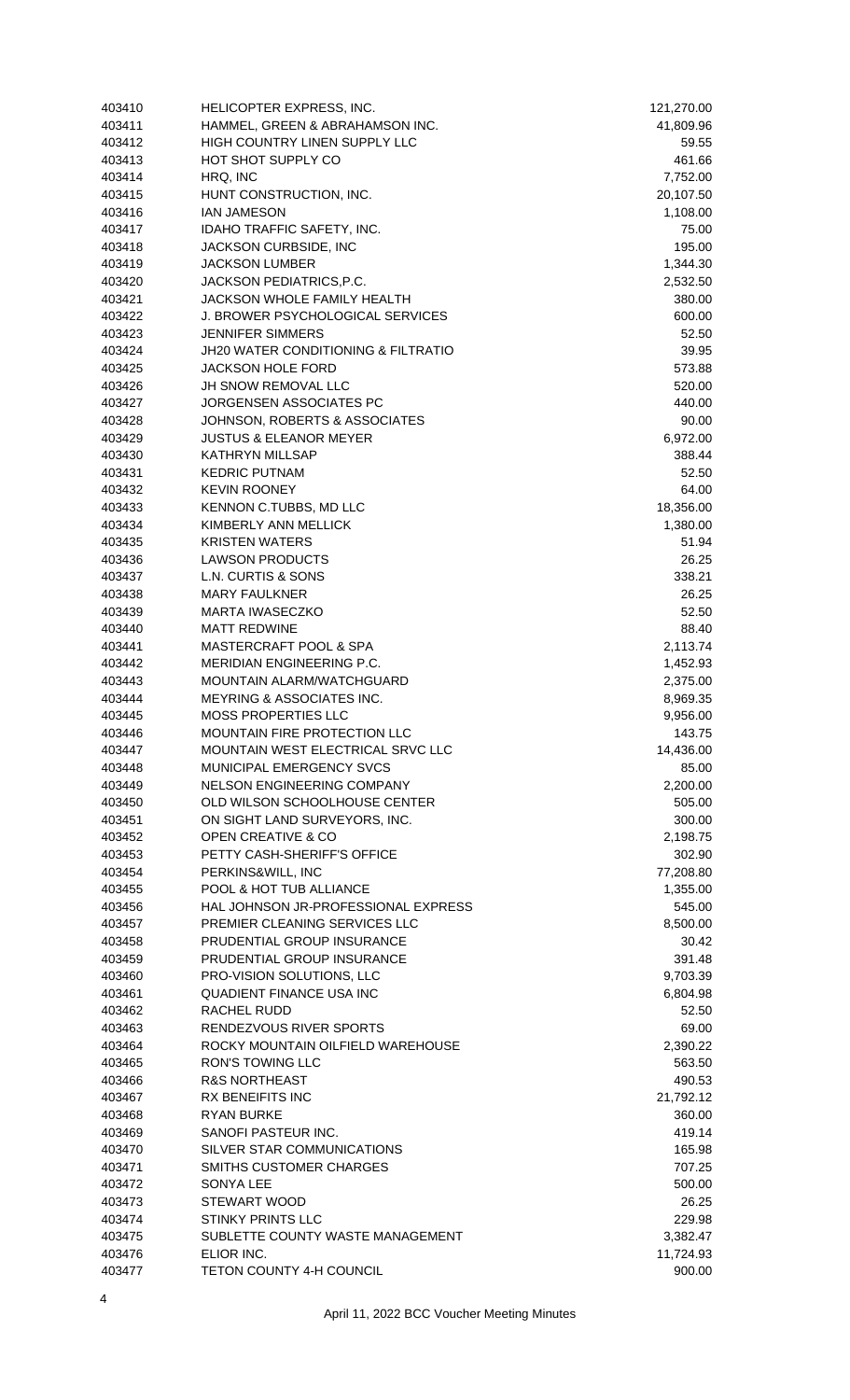| | | |
|---|---|---|
| 403410 | HELICOPTER EXPRESS, INC. | 121,270.00 |
| 403411 | HAMMEL, GREEN & ABRAHAMSON INC. | 41,809.96 |
| 403412 | HIGH COUNTRY LINEN SUPPLY LLC | 59.55 |
| 403413 | HOT SHOT SUPPLY CO | 461.66 |
| 403414 | HRQ, INC | 7,752.00 |
| 403415 | HUNT CONSTRUCTION, INC. | 20,107.50 |
| 403416 | IAN JAMESON | 1,108.00 |
| 403417 | IDAHO TRAFFIC SAFETY, INC. | 75.00 |
| 403418 | JACKSON CURBSIDE, INC | 195.00 |
| 403419 | JACKSON LUMBER | 1,344.30 |
| 403420 | JACKSON PEDIATRICS,P.C. | 2,532.50 |
| 403421 | JACKSON WHOLE FAMILY HEALTH | 380.00 |
| 403422 | J. BROWER PSYCHOLOGICAL SERVICES | 600.00 |
| 403423 | JENNIFER SIMMERS | 52.50 |
| 403424 | JH20 WATER CONDITIONING & FILTRATIO | 39.95 |
| 403425 | JACKSON HOLE FORD | 573.88 |
| 403426 | JH SNOW REMOVAL LLC | 520.00 |
| 403427 | JORGENSEN ASSOCIATES PC | 440.00 |
| 403428 | JOHNSON, ROBERTS & ASSOCIATES | 90.00 |
| 403429 | JUSTUS & ELEANOR MEYER | 6,972.00 |
| 403430 | KATHRYN MILLSAP | 388.44 |
| 403431 | KEDRIC PUTNAM | 52.50 |
| 403432 | KEVIN ROONEY | 64.00 |
| 403433 | KENNON C.TUBBS, MD LLC | 18,356.00 |
| 403434 | KIMBERLY ANN MELLICK | 1,380.00 |
| 403435 | KRISTEN WATERS | 51.94 |
| 403436 | LAWSON PRODUCTS | 26.25 |
| 403437 | L.N. CURTIS & SONS | 338.21 |
| 403438 | MARY FAULKNER | 26.25 |
| 403439 | MARTA IWASECZKO | 52.50 |
| 403440 | MATT REDWINE | 88.40 |
| 403441 | MASTERCRAFT POOL & SPA | 2,113.74 |
| 403442 | MERIDIAN ENGINEERING P.C. | 1,452.93 |
| 403443 | MOUNTAIN ALARM/WATCHGUARD | 2,375.00 |
| 403444 | MEYRING & ASSOCIATES INC. | 8,969.35 |
| 403445 | MOSS PROPERTIES LLC | 9,956.00 |
| 403446 | MOUNTAIN FIRE PROTECTION LLC | 143.75 |
| 403447 | MOUNTAIN WEST ELECTRICAL SRVC LLC | 14,436.00 |
| 403448 | MUNICIPAL EMERGENCY SVCS | 85.00 |
| 403449 | NELSON ENGINEERING COMPANY | 2,200.00 |
| 403450 | OLD WILSON SCHOOLHOUSE CENTER | 505.00 |
| 403451 | ON SIGHT LAND SURVEYORS, INC. | 300.00 |
| 403452 | OPEN CREATIVE & CO | 2,198.75 |
| 403453 | PETTY CASH-SHERIFF'S OFFICE | 302.90 |
| 403454 | PERKINS&WILL, INC | 77,208.80 |
| 403455 | POOL & HOT TUB ALLIANCE | 1,355.00 |
| 403456 | HAL JOHNSON JR-PROFESSIONAL EXPRESS | 545.00 |
| 403457 | PREMIER CLEANING SERVICES LLC | 8,500.00 |
| 403458 | PRUDENTIAL GROUP INSURANCE | 30.42 |
| 403459 | PRUDENTIAL GROUP INSURANCE | 391.48 |
| 403460 | PRO-VISION SOLUTIONS, LLC | 9,703.39 |
| 403461 | QUADIENT FINANCE USA INC | 6,804.98 |
| 403462 | RACHEL RUDD | 52.50 |
| 403463 | RENDEZVOUS RIVER SPORTS | 69.00 |
| 403464 | ROCKY MOUNTAIN OILFIELD WAREHOUSE | 2,390.22 |
| 403465 | RON'S TOWING LLC | 563.50 |
| 403466 | R&S NORTHEAST | 490.53 |
| 403467 | RX BENEIFITS INC | 21,792.12 |
| 403468 | RYAN BURKE | 360.00 |
| 403469 | SANOFI PASTEUR INC. | 419.14 |
| 403470 | SILVER STAR COMMUNICATIONS | 165.98 |
| 403471 | SMITHS CUSTOMER CHARGES | 707.25 |
| 403472 | SONYA LEE | 500.00 |
| 403473 | STEWART WOOD | 26.25 |
| 403474 | STINKY PRINTS LLC | 229.98 |
| 403475 | SUBLETTE COUNTY WASTE MANAGEMENT | 3,382.47 |
| 403476 | ELIOR INC. | 11,724.93 |
| 403477 | TETON COUNTY 4-H COUNCIL | 900.00 |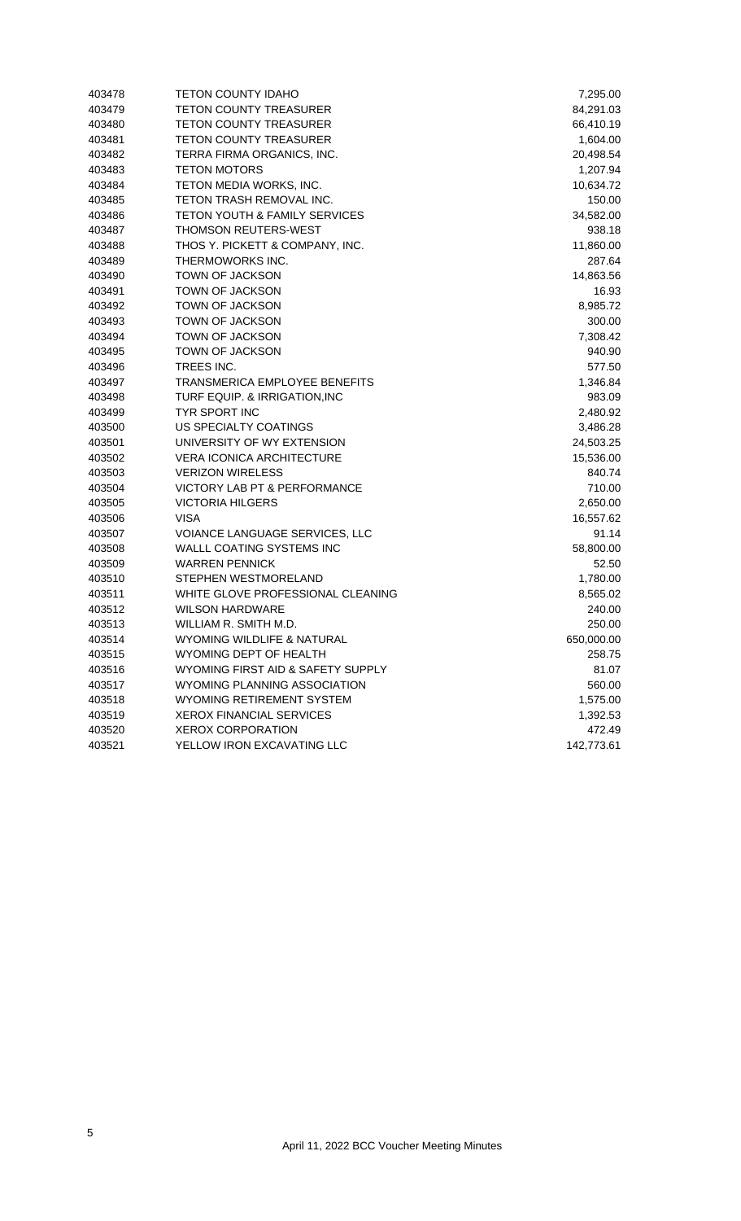| | | |
|---|---|---|
| 403478 | TETON COUNTY IDAHO | 7,295.00 |
| 403479 | TETON COUNTY TREASURER | 84,291.03 |
| 403480 | TETON COUNTY TREASURER | 66,410.19 |
| 403481 | TETON COUNTY TREASURER | 1,604.00 |
| 403482 | TERRA FIRMA ORGANICS, INC. | 20,498.54 |
| 403483 | TETON MOTORS | 1,207.94 |
| 403484 | TETON MEDIA WORKS, INC. | 10,634.72 |
| 403485 | TETON TRASH REMOVAL INC. | 150.00 |
| 403486 | TETON YOUTH & FAMILY SERVICES | 34,582.00 |
| 403487 | THOMSON REUTERS-WEST | 938.18 |
| 403488 | THOS Y. PICKETT & COMPANY, INC. | 11,860.00 |
| 403489 | THERMOWORKS INC. | 287.64 |
| 403490 | TOWN OF JACKSON | 14,863.56 |
| 403491 | TOWN OF JACKSON | 16.93 |
| 403492 | TOWN OF JACKSON | 8,985.72 |
| 403493 | TOWN OF JACKSON | 300.00 |
| 403494 | TOWN OF JACKSON | 7,308.42 |
| 403495 | TOWN OF JACKSON | 940.90 |
| 403496 | TREES INC. | 577.50 |
| 403497 | TRANSMERICA EMPLOYEE BENEFITS | 1,346.84 |
| 403498 | TURF EQUIP. & IRRIGATION,INC | 983.09 |
| 403499 | TYR SPORT INC | 2,480.92 |
| 403500 | US SPECIALTY COATINGS | 3,486.28 |
| 403501 | UNIVERSITY OF WY EXTENSION | 24,503.25 |
| 403502 | VERA ICONICA ARCHITECTURE | 15,536.00 |
| 403503 | VERIZON WIRELESS | 840.74 |
| 403504 | VICTORY LAB PT & PERFORMANCE | 710.00 |
| 403505 | VICTORIA HILGERS | 2,650.00 |
| 403506 | VISA | 16,557.62 |
| 403507 | VOIANCE LANGUAGE SERVICES, LLC | 91.14 |
| 403508 | WALLL COATING SYSTEMS INC | 58,800.00 |
| 403509 | WARREN PENNICK | 52.50 |
| 403510 | STEPHEN WESTMORELAND | 1,780.00 |
| 403511 | WHITE GLOVE PROFESSIONAL CLEANING | 8,565.02 |
| 403512 | WILSON HARDWARE | 240.00 |
| 403513 | WILLIAM R. SMITH M.D. | 250.00 |
| 403514 | WYOMING WILDLIFE & NATURAL | 650,000.00 |
| 403515 | WYOMING DEPT OF HEALTH | 258.75 |
| 403516 | WYOMING FIRST AID & SAFETY SUPPLY | 81.07 |
| 403517 | WYOMING PLANNING ASSOCIATION | 560.00 |
| 403518 | WYOMING RETIREMENT SYSTEM | 1,575.00 |
| 403519 | XEROX FINANCIAL SERVICES | 1,392.53 |
| 403520 | XEROX CORPORATION | 472.49 |
| 403521 | YELLOW IRON EXCAVATING LLC | 142,773.61 |